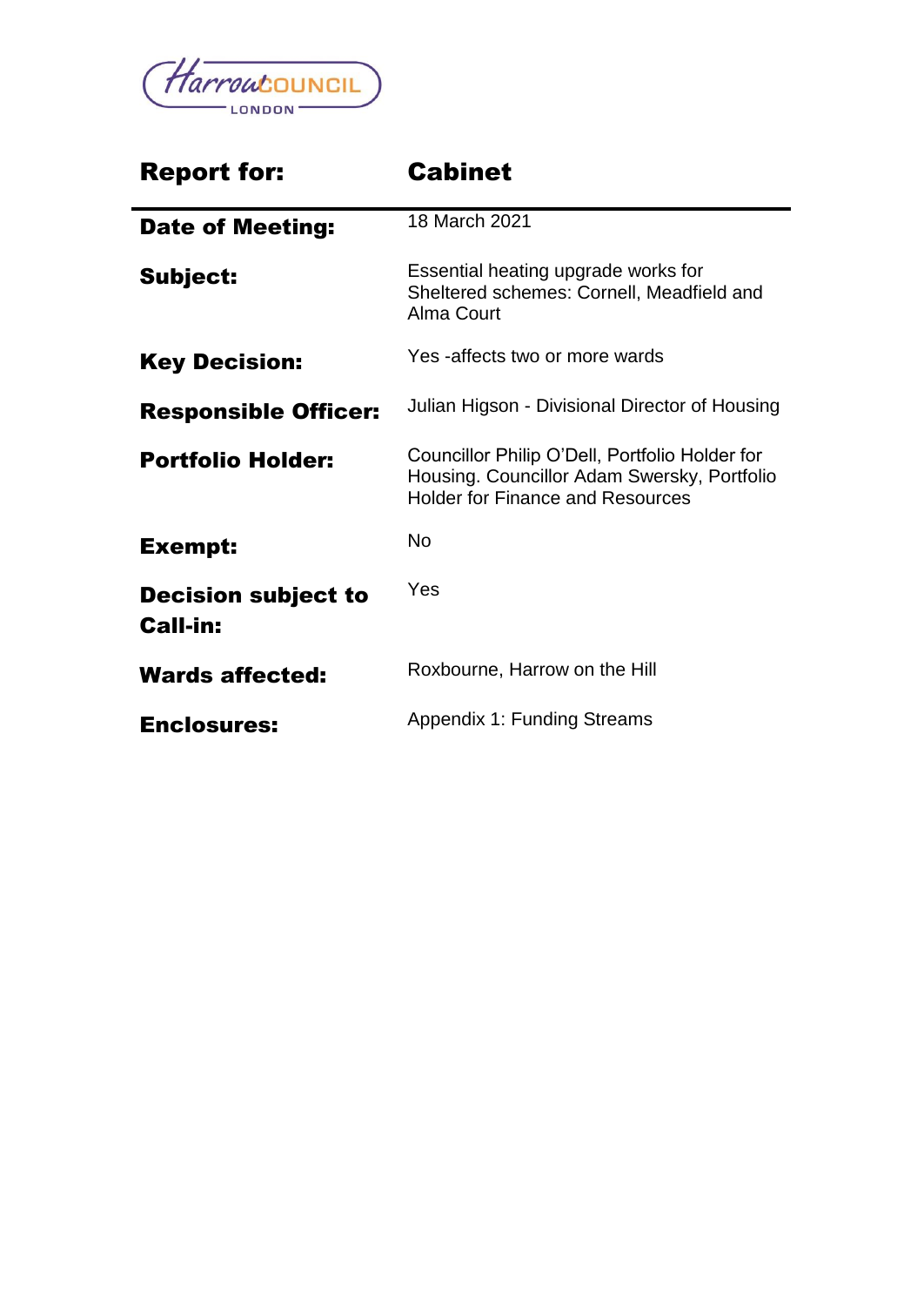Harrow COUNCIL LONDON

| Report for: | Cabinet |
| --- | --- |
| **Date of Meeting:** | 18 March 2021 |
| **Subject:** | Essential heating upgrade works for Sheltered schemes: Cornell, Meadfield and Alma Court |
| **Key Decision:** | Yes -affects two or more wards |
| **Responsible Officer:** | Julian Higson - Divisional Director of Housing |
| **Portfolio Holder:** | Councillor Philip O'Dell, Portfolio Holder for Housing. Councillor Adam Swersky, Portfolio Holder for Finance and Resources |
| **Exempt:** | No |
| **Decision subject to Call-in:** | Yes |
| **Wards affected:** | Roxbourne, Harrow on the Hill |
| **Enclosures:** | Appendix 1: Funding Streams |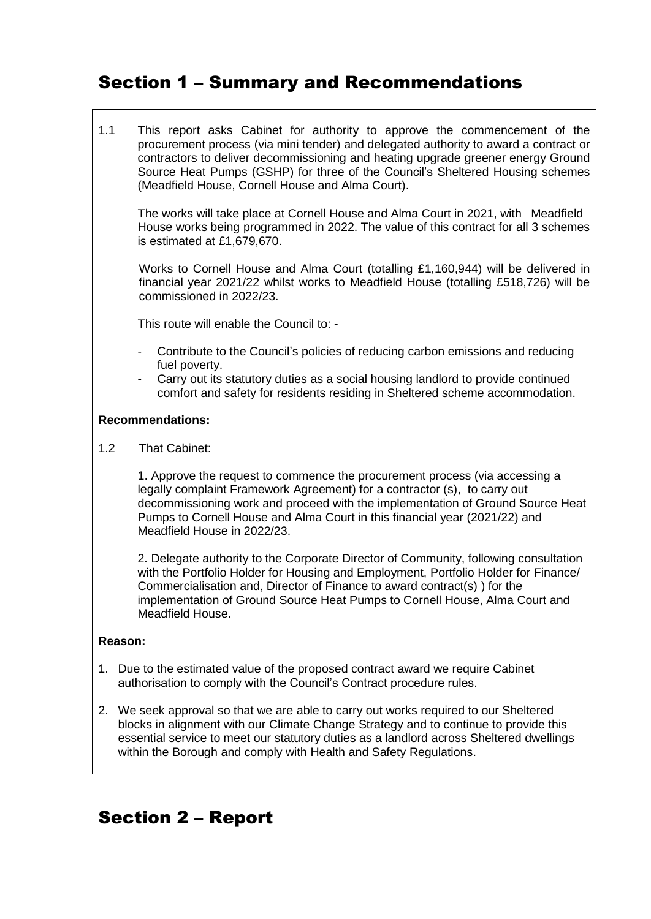## Section 1 – Summary and Recommendations

1.1 This report asks Cabinet for authority to approve the commencement of the procurement process (via mini tender) and delegated authority to award a contract or contractors to deliver decommissioning and heating upgrade greener energy Ground Source Heat Pumps (GSHP) for three of the Council's Sheltered Housing schemes (Meadfield House, Cornell House and Alma Court).

The works will take place at Cornell House and Alma Court in 2021, with Meadfield House works being programmed in 2022. The value of this contract for all 3 schemes is estimated at £1,679,670.

Works to Cornell House and Alma Court (totalling £1,160,944) will be delivered in financial year 2021/22 whilst works to Meadfield House (totalling £518,726) will be commissioned in 2022/23.

This route will enable the Council to: -

- Contribute to the Council's policies of reducing carbon emissions and reducing fuel poverty.
- Carry out its statutory duties as a social housing landlord to provide continued comfort and safety for residents residing in Sheltered scheme accommodation.

**Recommendations:**

1.2 That Cabinet:

1. Approve the request to commence the procurement process (via accessing a legally complaint Framework Agreement) for a contractor (s), to carry out decommissioning work and proceed with the implementation of Ground Source Heat Pumps to Cornell House and Alma Court in this financial year (2021/22) and Meadfield House in 2022/23.

2. Delegate authority to the Corporate Director of Community, following consultation with the Portfolio Holder for Housing and Employment, Portfolio Holder for Finance/ Commercialisation and, Director of Finance to award contract(s) ) for the implementation of Ground Source Heat Pumps to Cornell House, Alma Court and Meadfield House.

**Reason:**

1. Due to the estimated value of the proposed contract award we require Cabinet authorisation to comply with the Council's Contract procedure rules.
2. We seek approval so that we are able to carry out works required to our Sheltered blocks in alignment with our Climate Change Strategy and to continue to provide this essential service to meet our statutory duties as a landlord across Sheltered dwellings within the Borough and comply with Health and Safety Regulations.

## Section 2 – Report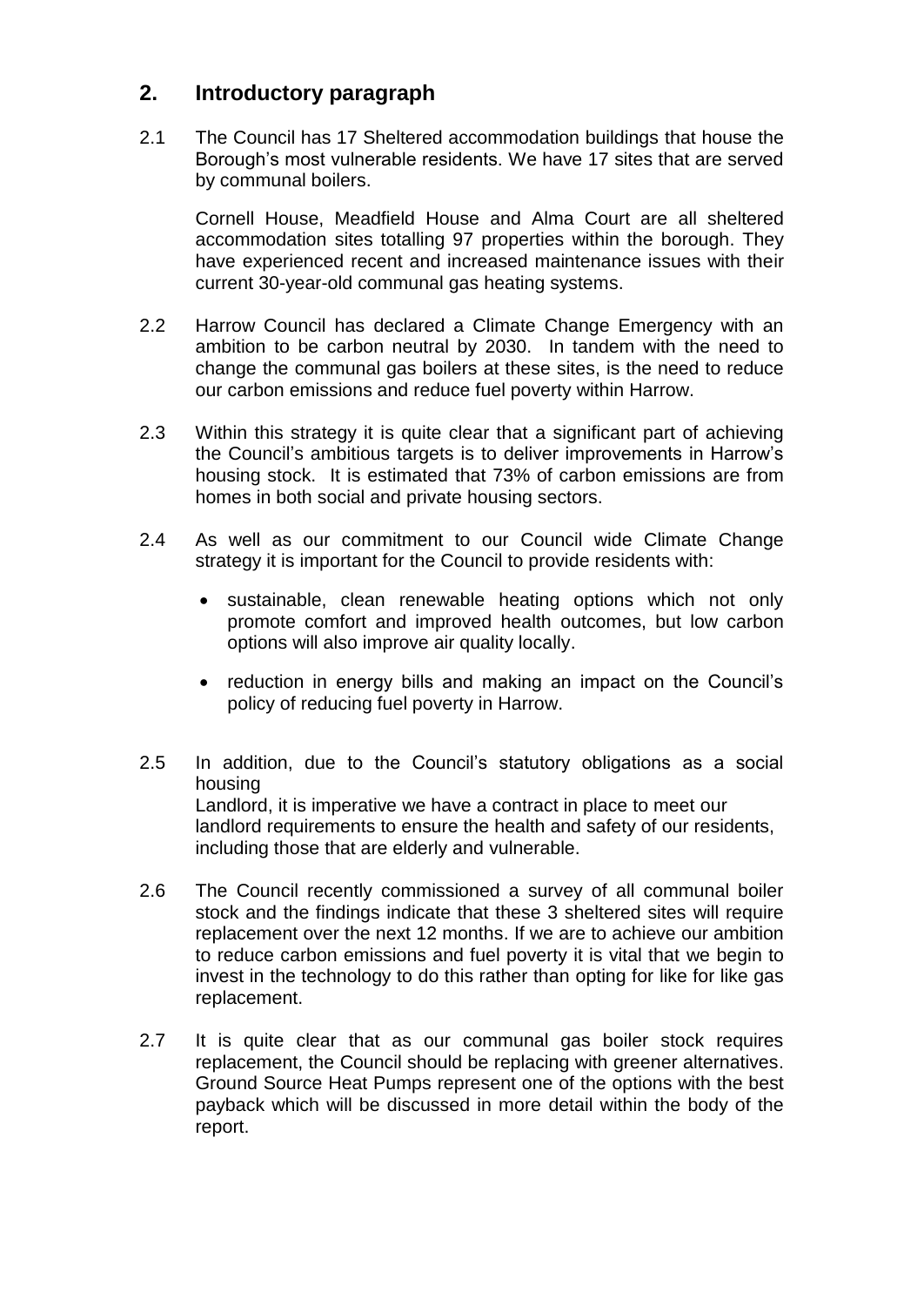## 2. Introductory paragraph

2.1 The Council has 17 Sheltered accommodation buildings that house the Borough's most vulnerable residents. We have 17 sites that are served by communal boilers.

Cornell House, Meadfield House and Alma Court are all sheltered accommodation sites totalling 97 properties within the borough. They have experienced recent and increased maintenance issues with their current 30-year-old communal gas heating systems.

2.2 Harrow Council has declared a Climate Change Emergency with an ambition to be carbon neutral by 2030. In tandem with the need to change the communal gas boilers at these sites, is the need to reduce our carbon emissions and reduce fuel poverty within Harrow.

2.3 Within this strategy it is quite clear that a significant part of achieving the Council's ambitious targets is to deliver improvements in Harrow's housing stock. It is estimated that 73% of carbon emissions are from homes in both social and private housing sectors.

2.4 As well as our commitment to our Council wide Climate Change strategy it is important for the Council to provide residents with:

- sustainable, clean renewable heating options which not only promote comfort and improved health outcomes, but low carbon options will also improve air quality locally.
- reduction in energy bills and making an impact on the Council's policy of reducing fuel poverty in Harrow.

2.5 In addition, due to the Council's statutory obligations as a social housing
Landlord, it is imperative we have a contract in place to meet our landlord requirements to ensure the health and safety of our residents, including those that are elderly and vulnerable.

2.6 The Council recently commissioned a survey of all communal boiler stock and the findings indicate that these 3 sheltered sites will require replacement over the next 12 months. If we are to achieve our ambition to reduce carbon emissions and fuel poverty it is vital that we begin to invest in the technology to do this rather than opting for like for like gas replacement.

2.7 It is quite clear that as our communal gas boiler stock requires replacement, the Council should be replacing with greener alternatives. Ground Source Heat Pumps represent one of the options with the best payback which will be discussed in more detail within the body of the report.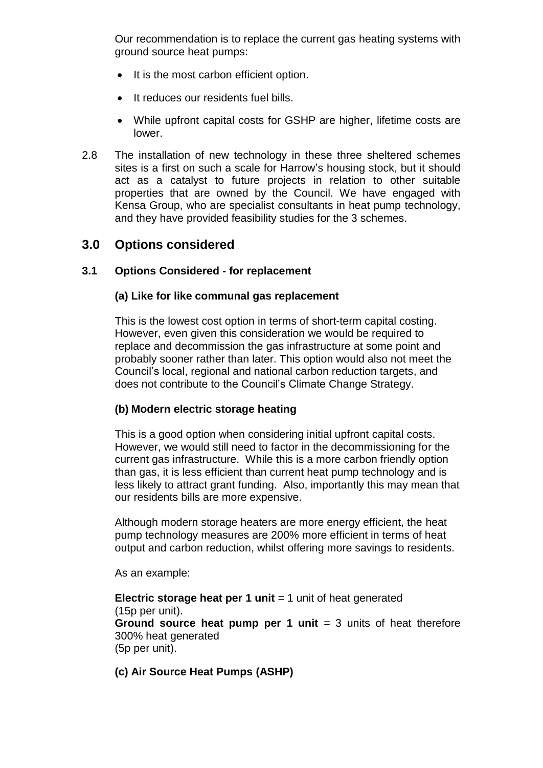Our recommendation is to replace the current gas heating systems with ground source heat pumps:

- It is the most carbon efficient option.
- It reduces our residents fuel bills.
- While upfront capital costs for GSHP are higher, lifetime costs are lower.

2.8 The installation of new technology in these three sheltered schemes sites is a first on such a scale for Harrow's housing stock, but it should act as a catalyst to future projects in relation to other suitable properties that are owned by the Council. We have engaged with Kensa Group, who are specialist consultants in heat pump technology, and they have provided feasibility studies for the 3 schemes.

## 3.0 Options considered

### 3.1 Options Considered - for replacement

**(a) Like for like communal gas replacement**

This is the lowest cost option in terms of short-term capital costing. However, even given this consideration we would be required to replace and decommission the gas infrastructure at some point and probably sooner rather than later. This option would also not meet the Council's local, regional and national carbon reduction targets, and does not contribute to the Council's Climate Change Strategy.

**(b) Modern electric storage heating**

This is a good option when considering initial upfront capital costs. However, we would still need to factor in the decommissioning for the current gas infrastructure. While this is a more carbon friendly option than gas, it is less efficient than current heat pump technology and is less likely to attract grant funding. Also, importantly this may mean that our residents bills are more expensive.

Although modern storage heaters are more energy efficient, the heat pump technology measures are 200% more efficient in terms of heat output and carbon reduction, whilst offering more savings to residents.

As an example:

**Electric storage heat per 1 unit** = 1 unit of heat generated
(15p per unit).
**Ground source heat pump per 1 unit** = 3 units of heat therefore 300% heat generated
(5p per unit).

**(c) Air Source Heat Pumps (ASHP)**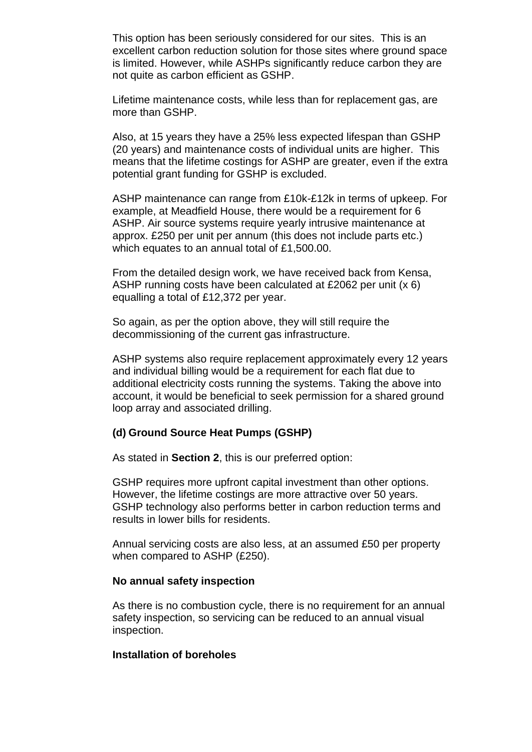This option has been seriously considered for our sites. This is an excellent carbon reduction solution for those sites where ground space is limited. However, while ASHPs significantly reduce carbon they are not quite as carbon efficient as GSHP.

Lifetime maintenance costs, while less than for replacement gas, are more than GSHP.

Also, at 15 years they have a 25% less expected lifespan than GSHP (20 years) and maintenance costs of individual units are higher. This means that the lifetime costings for ASHP are greater, even if the extra potential grant funding for GSHP is excluded.

ASHP maintenance can range from £10k-£12k in terms of upkeep. For example, at Meadfield House, there would be a requirement for 6 ASHP. Air source systems require yearly intrusive maintenance at approx. £250 per unit per annum (this does not include parts etc.) which equates to an annual total of £1,500.00.

From the detailed design work, we have received back from Kensa, ASHP running costs have been calculated at £2062 per unit (x 6) equalling a total of £12,372 per year.

So again, as per the option above, they will still require the decommissioning of the current gas infrastructure.

ASHP systems also require replacement approximately every 12 years and individual billing would be a requirement for each flat due to additional electricity costs running the systems. Taking the above into account, it would be beneficial to seek permission for a shared ground loop array and associated drilling.

**(d) Ground Source Heat Pumps (GSHP)**

As stated in **Section 2**, this is our preferred option:

GSHP requires more upfront capital investment than other options. However, the lifetime costings are more attractive over 50 years. GSHP technology also performs better in carbon reduction terms and results in lower bills for residents.

Annual servicing costs are also less, at an assumed £50 per property when compared to ASHP (£250).

**No annual safety inspection**

As there is no combustion cycle, there is no requirement for an annual safety inspection, so servicing can be reduced to an annual visual inspection.

**Installation of boreholes**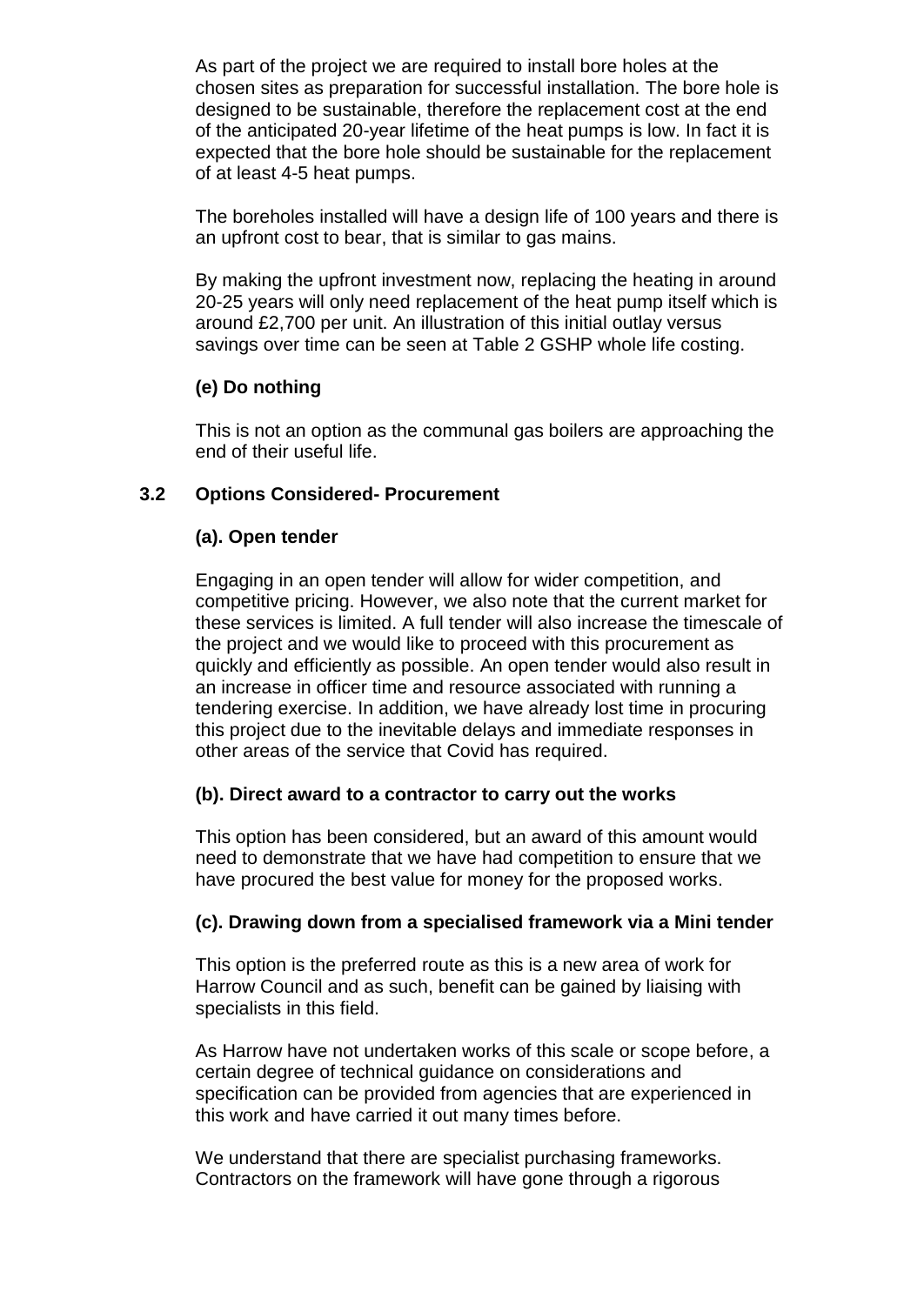As part of the project we are required to install bore holes at the chosen sites as preparation for successful installation. The bore hole is designed to be sustainable, therefore the replacement cost at the end of the anticipated 20-year lifetime of the heat pumps is low. In fact it is expected that the bore hole should be sustainable for the replacement of at least 4-5 heat pumps.

The boreholes installed will have a design life of 100 years and there is an upfront cost to bear, that is similar to gas mains.

By making the upfront investment now, replacing the heating in around 20-25 years will only need replacement of the heat pump itself which is around £2,700 per unit. An illustration of this initial outlay versus savings over time can be seen at Table 2 GSHP whole life costing.

**(e) Do nothing**

This is not an option as the communal gas boilers are approaching the end of their useful life.

### 3.2 Options Considered- Procurement

**(a). Open tender**

Engaging in an open tender will allow for wider competition, and competitive pricing. However, we also note that the current market for these services is limited. A full tender will also increase the timescale of the project and we would like to proceed with this procurement as quickly and efficiently as possible. An open tender would also result in an increase in officer time and resource associated with running a tendering exercise. In addition, we have already lost time in procuring this project due to the inevitable delays and immediate responses in other areas of the service that Covid has required.

**(b). Direct award to a contractor to carry out the works**

This option has been considered, but an award of this amount would need to demonstrate that we have had competition to ensure that we have procured the best value for money for the proposed works.

**(c). Drawing down from a specialised framework via a Mini tender**

This option is the preferred route as this is a new area of work for Harrow Council and as such, benefit can be gained by liaising with specialists in this field.

As Harrow have not undertaken works of this scale or scope before, a certain degree of technical guidance on considerations and specification can be provided from agencies that are experienced in this work and have carried it out many times before.

We understand that there are specialist purchasing frameworks. Contractors on the framework will have gone through a rigorous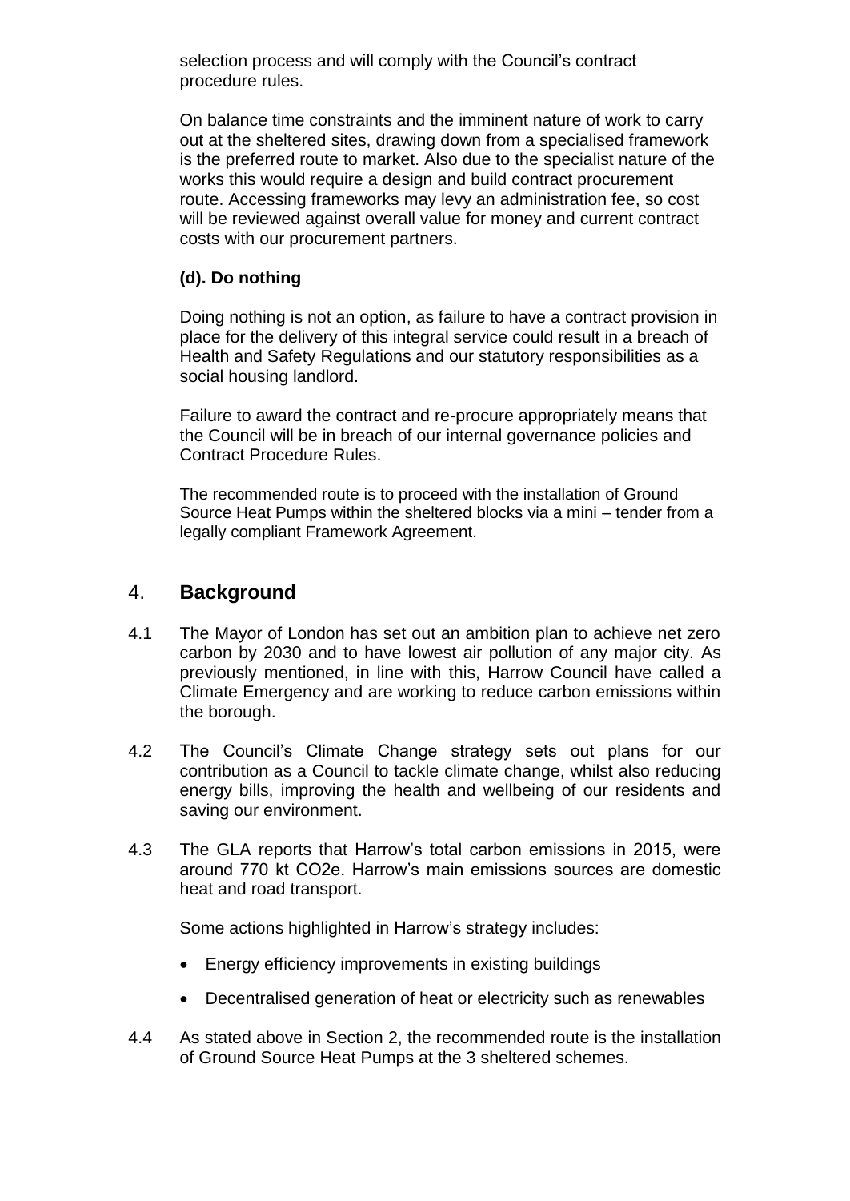selection process and will comply with the Council's contract procedure rules.

On balance time constraints and the imminent nature of work to carry out at the sheltered sites, drawing down from a specialised framework is the preferred route to market. Also due to the specialist nature of the works this would require a design and build contract procurement route. Accessing frameworks may levy an administration fee, so cost will be reviewed against overall value for money and current contract costs with our procurement partners.

**(d). Do nothing**

Doing nothing is not an option, as failure to have a contract provision in place for the delivery of this integral service could result in a breach of Health and Safety Regulations and our statutory responsibilities as a social housing landlord.

Failure to award the contract and re-procure appropriately means that the Council will be in breach of our internal governance policies and Contract Procedure Rules.

The recommended route is to proceed with the installation of Ground Source Heat Pumps within the sheltered blocks via a mini – tender from a legally compliant Framework Agreement.

## 4. Background

4.1 The Mayor of London has set out an ambition plan to achieve net zero carbon by 2030 and to have lowest air pollution of any major city. As previously mentioned, in line with this, Harrow Council have called a Climate Emergency and are working to reduce carbon emissions within the borough.

4.2 The Council's Climate Change strategy sets out plans for our contribution as a Council to tackle climate change, whilst also reducing energy bills, improving the health and wellbeing of our residents and saving our environment.

4.3 The GLA reports that Harrow's total carbon emissions in 2015, were around 770 kt $CO_2e$. Harrow's main emissions sources are domestic heat and road transport.

Some actions highlighted in Harrow's strategy includes:

- Energy efficiency improvements in existing buildings
- Decentralised generation of heat or electricity such as renewables

4.4 As stated above in Section 2, the recommended route is the installation of Ground Source Heat Pumps at the 3 sheltered schemes.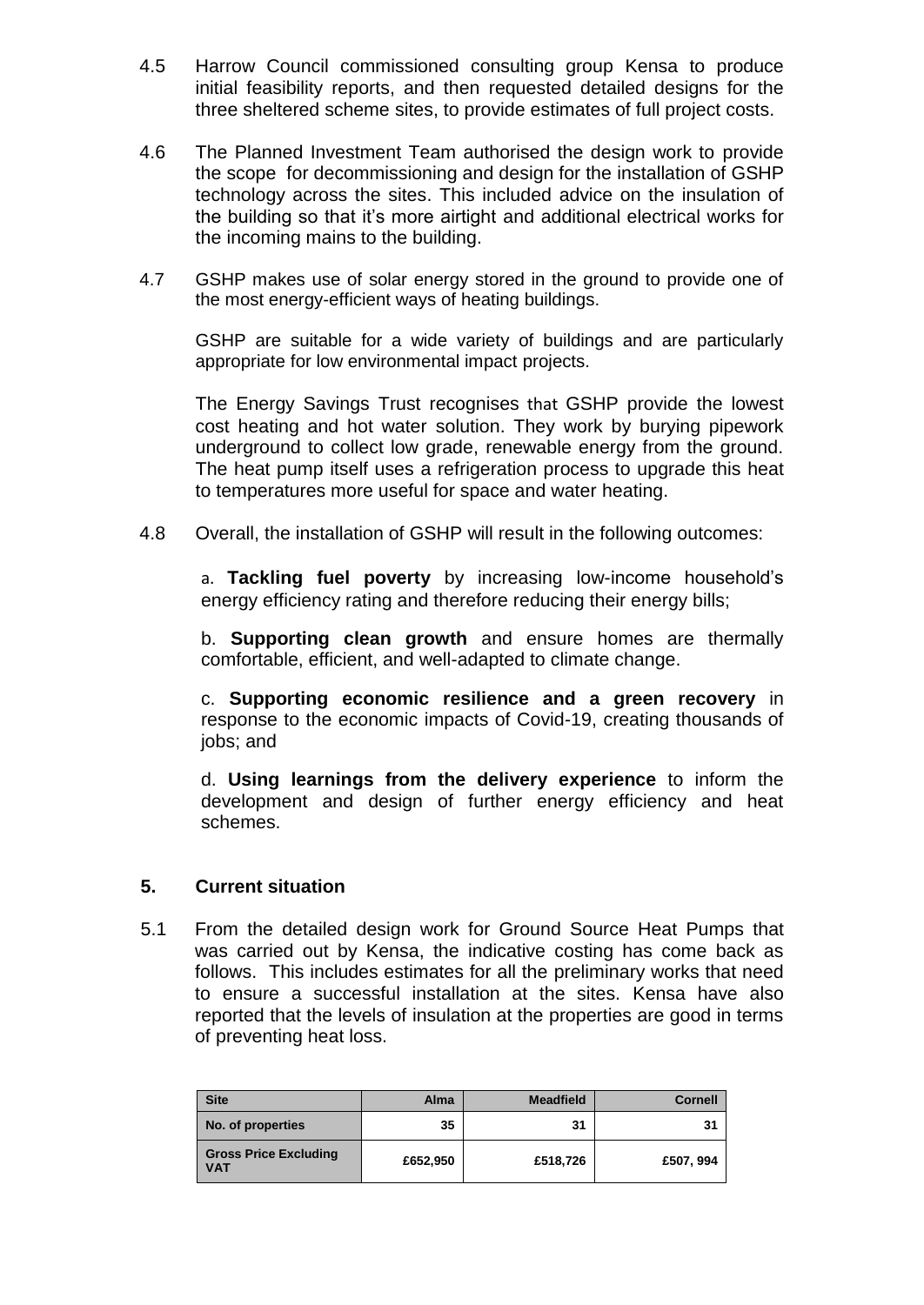4.5 Harrow Council commissioned consulting group Kensa to produce initial feasibility reports, and then requested detailed designs for the three sheltered scheme sites, to provide estimates of full project costs.

4.6 The Planned Investment Team authorised the design work to provide the scope for decommissioning and design for the installation of GSHP technology across the sites. This included advice on the insulation of the building so that it's more airtight and additional electrical works for the incoming mains to the building.

4.7 GSHP makes use of solar energy stored in the ground to provide one of the most energy-efficient ways of heating buildings.

GSHP are suitable for a wide variety of buildings and are particularly appropriate for low environmental impact projects.

The Energy Savings Trust recognises that GSHP provide the lowest cost heating and hot water solution. They work by burying pipework underground to collect low grade, renewable energy from the ground. The heat pump itself uses a refrigeration process to upgrade this heat to temperatures more useful for space and water heating.

4.8 Overall, the installation of GSHP will result in the following outcomes:

a. **Tackling fuel poverty** by increasing low-income household's energy efficiency rating and therefore reducing their energy bills;

b. **Supporting clean growth** and ensure homes are thermally comfortable, efficient, and well-adapted to climate change.

c. **Supporting economic resilience and a green recovery** in response to the economic impacts of Covid-19, creating thousands of jobs; and

d. **Using learnings from the delivery experience** to inform the development and design of further energy efficiency and heat schemes.

## 5. Current situation

5.1 From the detailed design work for Ground Source Heat Pumps that was carried out by Kensa, the indicative costing has come back as follows. This includes estimates for all the preliminary works that need to ensure a successful installation at the sites. Kensa have also reported that the levels of insulation at the properties are good in terms of preventing heat loss.

| Site | Alma | Meadfield | Cornell |
|---|---|---|---|
| No. of properties | 35 | 31 | 31 |
| Gross Price Excluding VAT | £652,950 | £518,726 | £507, 994 |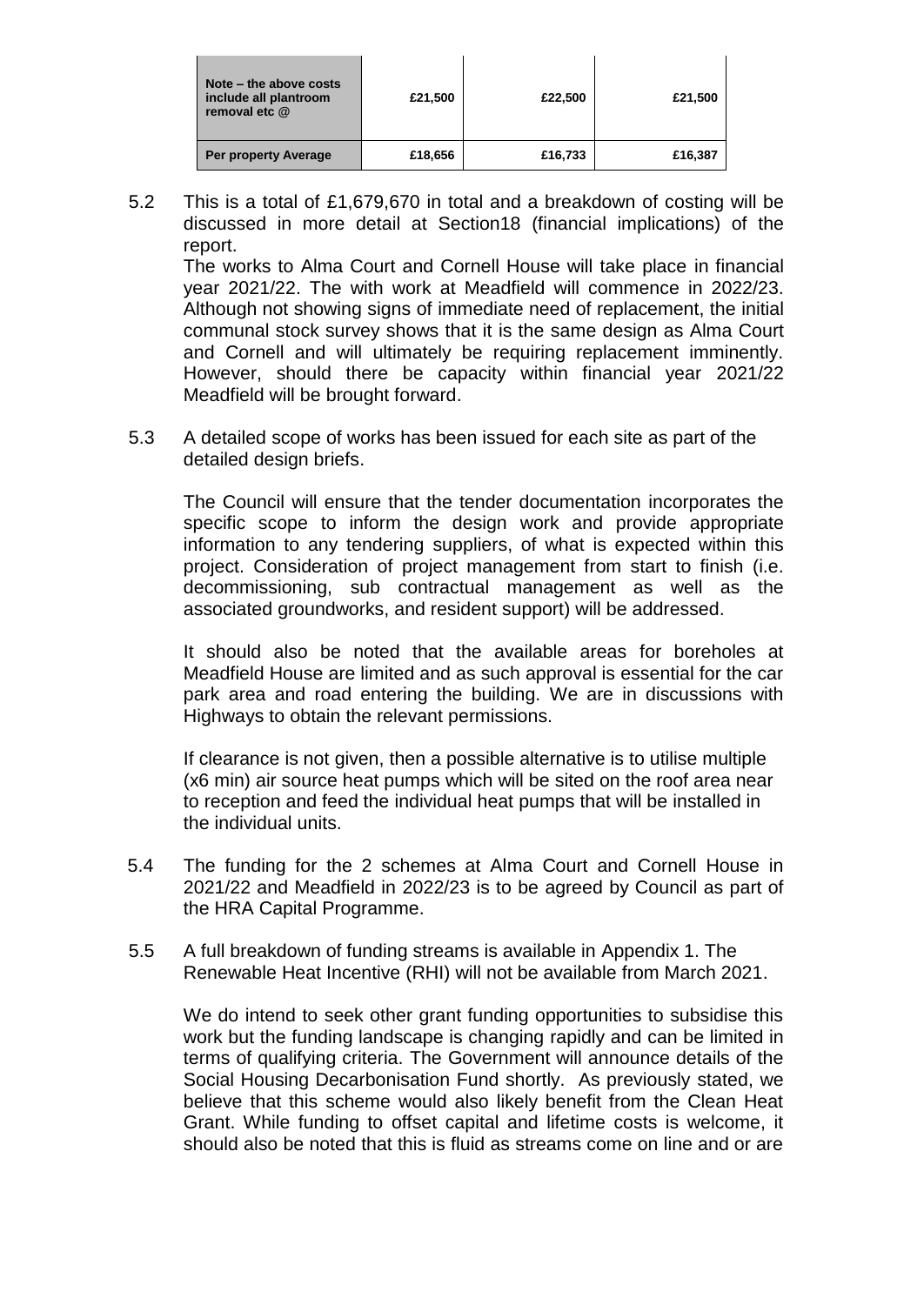| Note – the above costs include all plantroom removal etc @ | £21,500 | £22,500 | £21,500 |
|---|---|---|---|
| **Per property Average** | **£18,656** | **£16,733** | **£16,387** |

5.2 This is a total of £1,679,670 in total and a breakdown of costing will be discussed in more detail at Section18 (financial implications) of the report.

The works to Alma Court and Cornell House will take place in financial year 2021/22. The with work at Meadfield will commence in 2022/23. Although not showing signs of immediate need of replacement, the initial communal stock survey shows that it is the same design as Alma Court and Cornell and will ultimately be requiring replacement imminently. However, should there be capacity within financial year 2021/22 Meadfield will be brought forward.

5.3 A detailed scope of works has been issued for each site as part of the detailed design briefs.

The Council will ensure that the tender documentation incorporates the specific scope to inform the design work and provide appropriate information to any tendering suppliers, of what is expected within this project. Consideration of project management from start to finish (i.e. decommissioning, sub contractual management as well as the associated groundworks, and resident support) will be addressed.

It should also be noted that the available areas for boreholes at Meadfield House are limited and as such approval is essential for the car park area and road entering the building. We are in discussions with Highways to obtain the relevant permissions.

If clearance is not given, then a possible alternative is to utilise multiple (x6 min) air source heat pumps which will be sited on the roof area near to reception and feed the individual heat pumps that will be installed in the individual units.

5.4 The funding for the 2 schemes at Alma Court and Cornell House in 2021/22 and Meadfield in 2022/23 is to be agreed by Council as part of the HRA Capital Programme.

5.5 A full breakdown of funding streams is available in Appendix 1. The Renewable Heat Incentive (RHI) will not be available from March 2021.

We do intend to seek other grant funding opportunities to subsidise this work but the funding landscape is changing rapidly and can be limited in terms of qualifying criteria. The Government will announce details of the Social Housing Decarbonisation Fund shortly. As previously stated, we believe that this scheme would also likely benefit from the Clean Heat Grant. While funding to offset capital and lifetime costs is welcome, it should also be noted that this is fluid as streams come on line and or are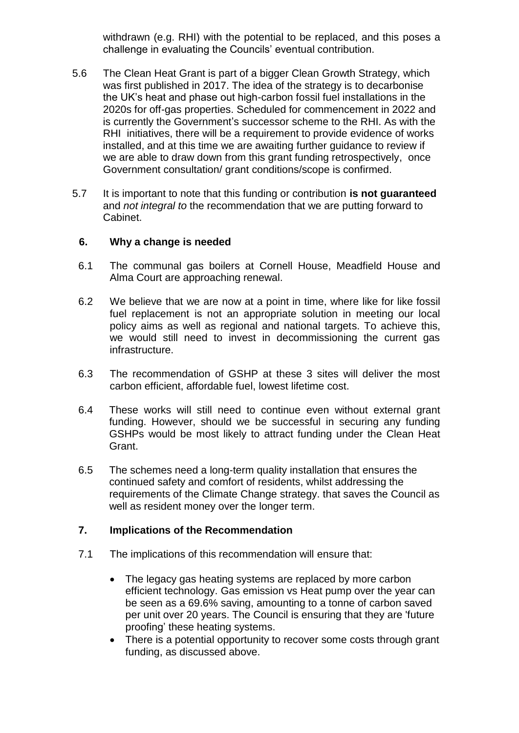withdrawn (e.g. RHI) with the potential to be replaced, and this poses a challenge in evaluating the Councils' eventual contribution.

5.6 The Clean Heat Grant is part of a bigger Clean Growth Strategy, which was first published in 2017. The idea of the strategy is to decarbonise the UK's heat and phase out high-carbon fossil fuel installations in the 2020s for off-gas properties. Scheduled for commencement in 2022 and is currently the Government's successor scheme to the RHI. As with the RHI initiatives, there will be a requirement to provide evidence of works installed, and at this time we are awaiting further guidance to review if we are able to draw down from this grant funding retrospectively, once Government consultation/ grant conditions/scope is confirmed.

5.7 It is important to note that this funding or contribution **is not guaranteed** and *not integral to* the recommendation that we are putting forward to Cabinet.

## 6. Why a change is needed

6.1 The communal gas boilers at Cornell House, Meadfield House and Alma Court are approaching renewal.

6.2 We believe that we are now at a point in time, where like for like fossil fuel replacement is not an appropriate solution in meeting our local policy aims as well as regional and national targets. To achieve this, we would still need to invest in decommissioning the current gas infrastructure.

6.3 The recommendation of GSHP at these 3 sites will deliver the most carbon efficient, affordable fuel, lowest lifetime cost.

6.4 These works will still need to continue even without external grant funding. However, should we be successful in securing any funding GSHPs would be most likely to attract funding under the Clean Heat Grant.

6.5 The schemes need a long-term quality installation that ensures the continued safety and comfort of residents, whilst addressing the requirements of the Climate Change strategy. that saves the Council as well as resident money over the longer term.

## 7. Implications of the Recommendation

7.1 The implications of this recommendation will ensure that:

- The legacy gas heating systems are replaced by more carbon efficient technology. Gas emission vs Heat pump over the year can be seen as a 69.6% saving, amounting to a tonne of carbon saved per unit over 20 years. The Council is ensuring that they are 'future proofing' these heating systems.
- There is a potential opportunity to recover some costs through grant funding, as discussed above.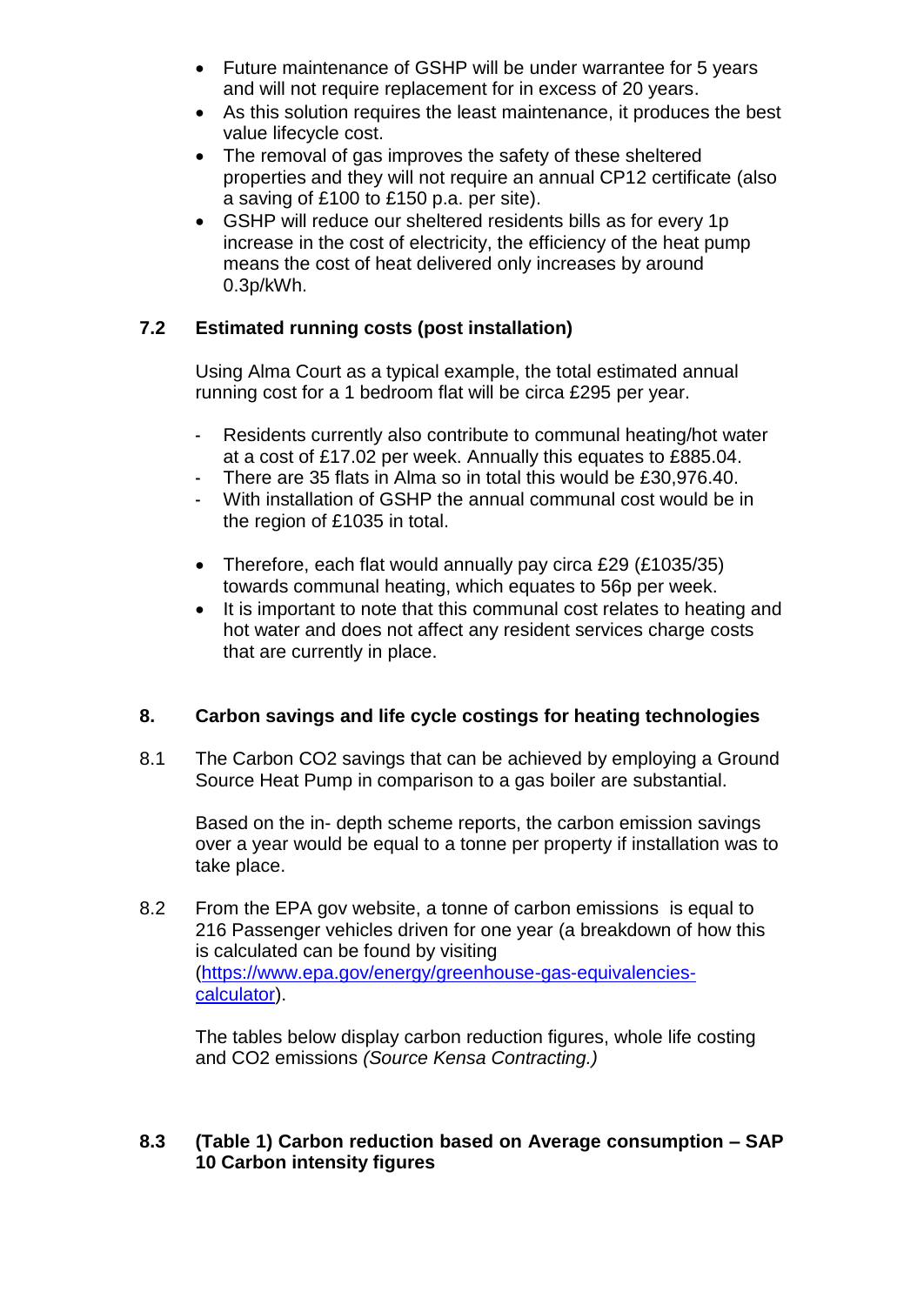- Future maintenance of GSHP will be under warrantee for 5 years and will not require replacement for in excess of 20 years.
- As this solution requires the least maintenance, it produces the best value lifecycle cost.
- The removal of gas improves the safety of these sheltered properties and they will not require an annual CP12 certificate (also a saving of £100 to £150 p.a. per site).
- GSHP will reduce our sheltered residents bills as for every 1p increase in the cost of electricity, the efficiency of the heat pump means the cost of heat delivered only increases by around 0.3p/kWh.

**7.2 Estimated running costs (post installation)**

Using Alma Court as a typical example, the total estimated annual running cost for a 1 bedroom flat will be circa £295 per year.

- Residents currently also contribute to communal heating/hot water at a cost of £17.02 per week. Annually this equates to £885.04.
- There are 35 flats in Alma so in total this would be £30,976.40.
- With installation of GSHP the annual communal cost would be in the region of £1035 in total.

- Therefore, each flat would annually pay circa £29 (£1035/35) towards communal heating, which equates to 56p per week.
- It is important to note that this communal cost relates to heating and hot water and does not affect any resident services charge costs that are currently in place.

## 8. Carbon savings and life cycle costings for heating technologies

8.1 The Carbon $CO_2$ savings that can be achieved by employing a Ground Source Heat Pump in comparison to a gas boiler are substantial.

Based on the in- depth scheme reports, the carbon emission savings over a year would be equal to a tonne per property if installation was to take place.

8.2 From the EPA gov website, a tonne of carbon emissions is equal to 216 Passenger vehicles driven for one year (a breakdown of how this is calculated can be found by visiting (https://www.epa.gov/energy/greenhouse-gas-equivalencies-calculator).

The tables below display carbon reduction figures, whole life costing and $CO_2$ emissions *(Source Kensa Contracting.)*

**8.3 (Table 1) Carbon reduction based on Average consumption – SAP 10 Carbon intensity figures**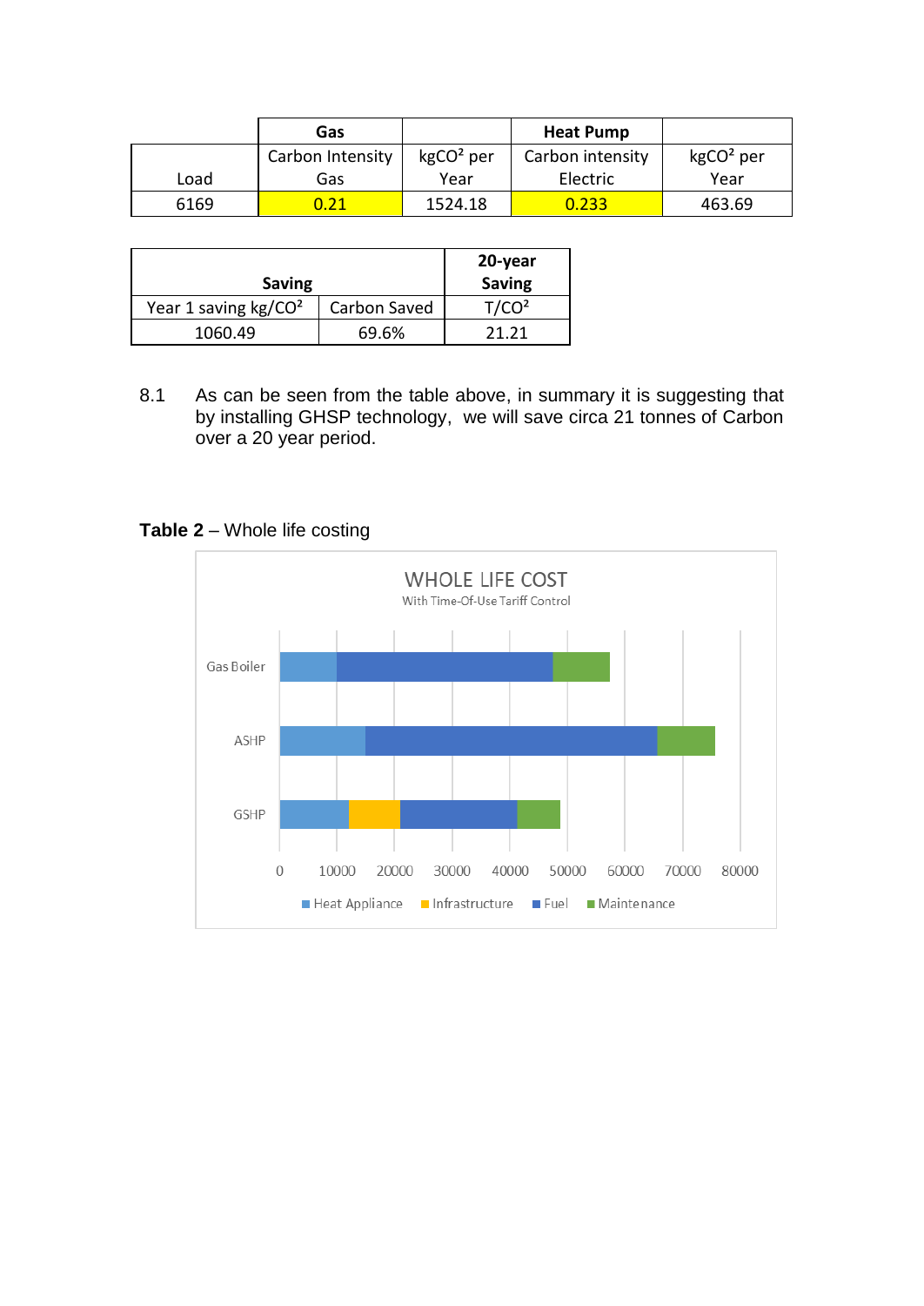| | Gas | | Heat Pump | |
|---|---|---|---|---|
| Load | Carbon Intensity Gas | kg$CO^2$ per Year | Carbon intensity Electric | kg$CO^2$ per Year |
| 6169 | 0.21 | 1524.18 | 0.233 | 463.69 |

| Saving | | 20-year Saving |
|---|---|---|
| Year 1 saving kg/$CO^2$ | Carbon Saved | T/$CO^2$ |
| 1060.49 | 69.6% | 21.21 |

8.1 As can be seen from the table above, in summary it is suggesting that by installing GHSP technology, we will save circa 21 tonnes of Carbon over a 20 year period.

**Table 2** – Whole life costing

WHOLE LIFE COST

With Time-Of-Use Tariff Control

Gas Boiler, ASHP, GSHP

Heat Appliance, Infrastructure, Fuel, Maintenance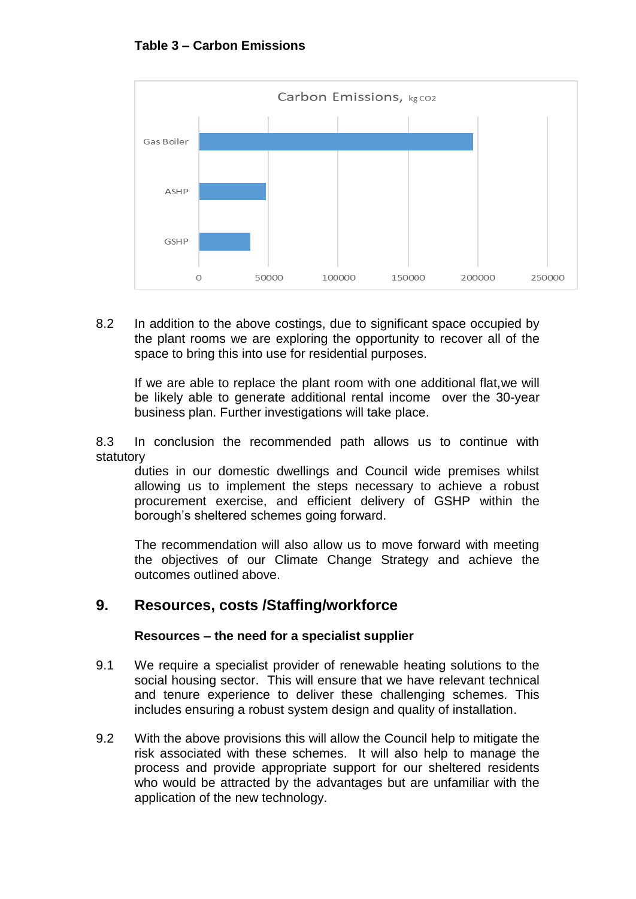**Table 3 – Carbon Emissions**

Carbon Emissions, kg $CO_2$

| | Carbon Emissions, kg $CO_2$ |
|---|---|
| Gas Boiler | ~197000 |
| ASHP | ~48000 |
| GSHP | ~37000 |

8.2 In addition to the above costings, due to significant space occupied by the plant rooms we are exploring the opportunity to recover all of the space to bring this into use for residential purposes.

If we are able to replace the plant room with one additional flat,we will be likely able to generate additional rental income over the 30-year business plan. Further investigations will take place.

8.3 In conclusion the recommended path allows us to continue with statutory duties in our domestic dwellings and Council wide premises whilst allowing us to implement the steps necessary to achieve a robust procurement exercise, and efficient delivery of GSHP within the borough's sheltered schemes going forward.

The recommendation will also allow us to move forward with meeting the objectives of our Climate Change Strategy and achieve the outcomes outlined above.

## 9. Resources, costs /Staffing/workforce

**Resources – the need for a specialist supplier**

9.1 We require a specialist provider of renewable heating solutions to the social housing sector. This will ensure that we have relevant technical and tenure experience to deliver these challenging schemes. This includes ensuring a robust system design and quality of installation.

9.2 With the above provisions this will allow the Council help to mitigate the risk associated with these schemes. It will also help to manage the process and provide appropriate support for our sheltered residents who would be attracted by the advantages but are unfamiliar with the application of the new technology.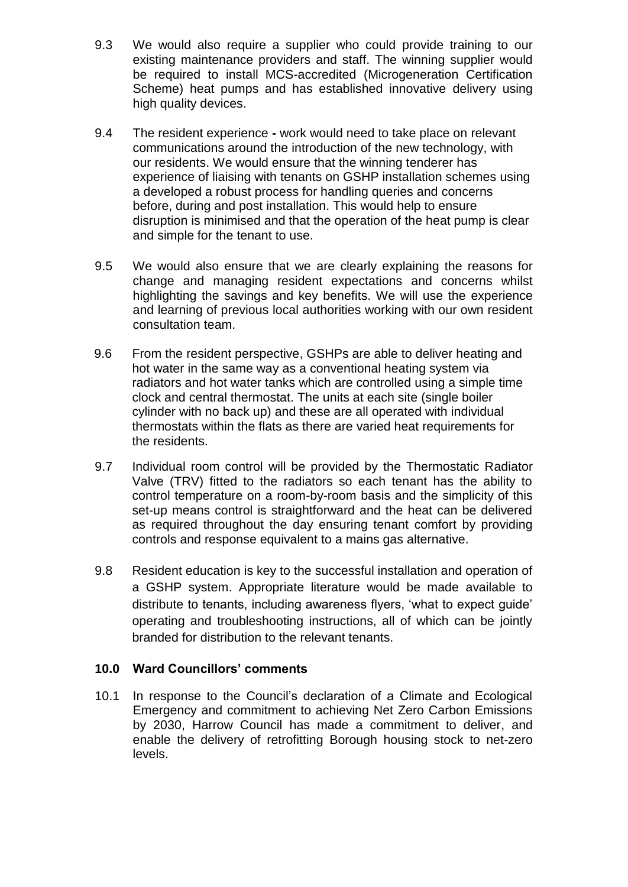9.3 We would also require a supplier who could provide training to our existing maintenance providers and staff. The winning supplier would be required to install MCS-accredited (Microgeneration Certification Scheme) heat pumps and has established innovative delivery using high quality devices.

9.4 The resident experience **-** work would need to take place on relevant communications around the introduction of the new technology, with our residents. We would ensure that the winning tenderer has experience of liaising with tenants on GSHP installation schemes using a developed a robust process for handling queries and concerns before, during and post installation. This would help to ensure disruption is minimised and that the operation of the heat pump is clear and simple for the tenant to use.

9.5 We would also ensure that we are clearly explaining the reasons for change and managing resident expectations and concerns whilst highlighting the savings and key benefits. We will use the experience and learning of previous local authorities working with our own resident consultation team.

9.6 From the resident perspective, GSHPs are able to deliver heating and hot water in the same way as a conventional heating system via radiators and hot water tanks which are controlled using a simple time clock and central thermostat. The units at each site (single boiler cylinder with no back up) and these are all operated with individual thermostats within the flats as there are varied heat requirements for the residents.

9.7 Individual room control will be provided by the Thermostatic Radiator Valve (TRV) fitted to the radiators so each tenant has the ability to control temperature on a room-by-room basis and the simplicity of this set-up means control is straightforward and the heat can be delivered as required throughout the day ensuring tenant comfort by providing controls and response equivalent to a mains gas alternative.

9.8 Resident education is key to the successful installation and operation of a GSHP system. Appropriate literature would be made available to distribute to tenants, including awareness flyers, 'what to expect guide' operating and troubleshooting instructions, all of which can be jointly branded for distribution to the relevant tenants.

## 10.0 Ward Councillors' comments

10.1 In response to the Council's declaration of a Climate and Ecological Emergency and commitment to achieving Net Zero Carbon Emissions by 2030, Harrow Council has made a commitment to deliver, and enable the delivery of retrofitting Borough housing stock to net-zero levels.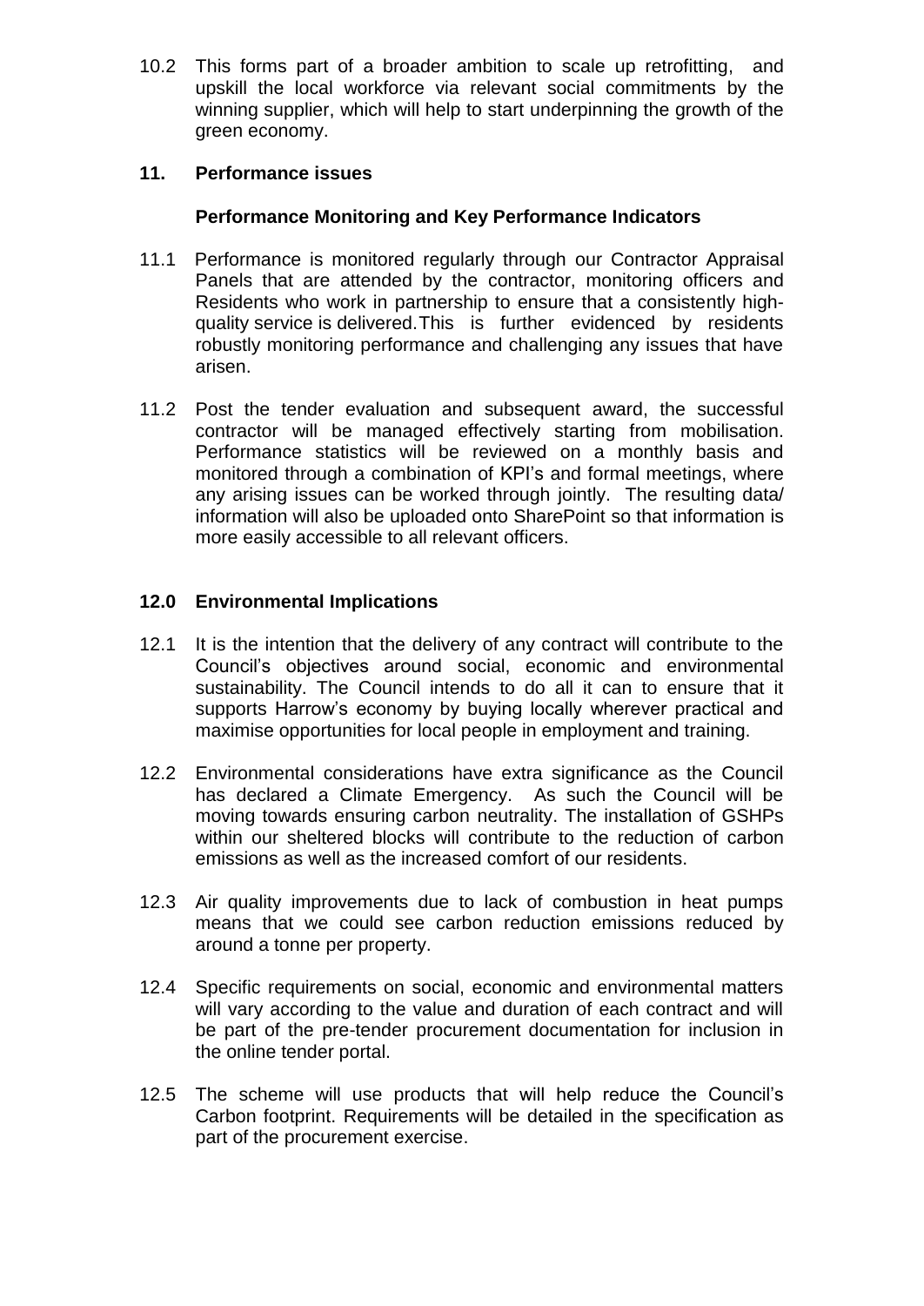10.2 This forms part of a broader ambition to scale up retrofitting, and upskill the local workforce via relevant social commitments by the winning supplier, which will help to start underpinning the growth of the green economy.

## 11. Performance issues

### Performance Monitoring and Key Performance Indicators

11.1 Performance is monitored regularly through our Contractor Appraisal Panels that are attended by the contractor, monitoring officers and Residents who work in partnership to ensure that a consistently high-quality service is delivered.This is further evidenced by residents robustly monitoring performance and challenging any issues that have arisen.

11.2 Post the tender evaluation and subsequent award, the successful contractor will be managed effectively starting from mobilisation. Performance statistics will be reviewed on a monthly basis and monitored through a combination of KPI's and formal meetings, where any arising issues can be worked through jointly. The resulting data/ information will also be uploaded onto SharePoint so that information is more easily accessible to all relevant officers.

## 12.0 Environmental Implications

12.1 It is the intention that the delivery of any contract will contribute to the Council's objectives around social, economic and environmental sustainability. The Council intends to do all it can to ensure that it supports Harrow's economy by buying locally wherever practical and maximise opportunities for local people in employment and training.

12.2 Environmental considerations have extra significance as the Council has declared a Climate Emergency. As such the Council will be moving towards ensuring carbon neutrality. The installation of GSHPs within our sheltered blocks will contribute to the reduction of carbon emissions as well as the increased comfort of our residents.

12.3 Air quality improvements due to lack of combustion in heat pumps means that we could see carbon reduction emissions reduced by around a tonne per property.

12.4 Specific requirements on social, economic and environmental matters will vary according to the value and duration of each contract and will be part of the pre-tender procurement documentation for inclusion in the online tender portal.

12.5 The scheme will use products that will help reduce the Council's Carbon footprint. Requirements will be detailed in the specification as part of the procurement exercise.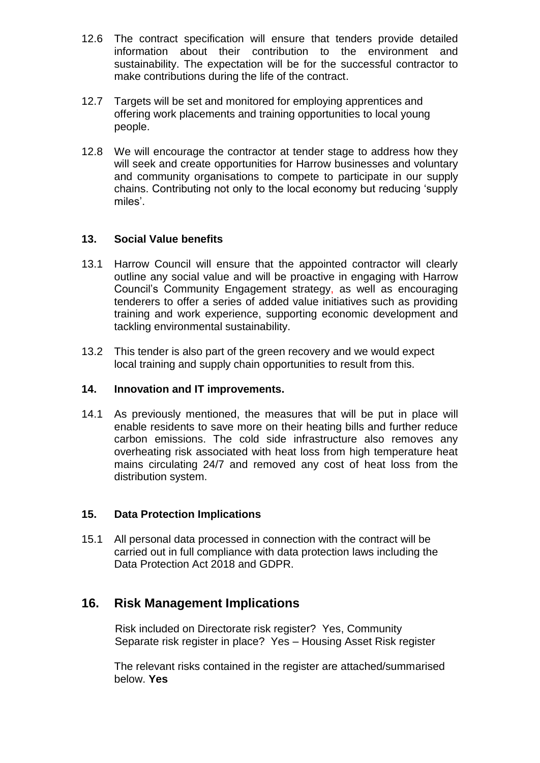12.6 The contract specification will ensure that tenders provide detailed information about their contribution to the environment and sustainability. The expectation will be for the successful contractor to make contributions during the life of the contract.

12.7 Targets will be set and monitored for employing apprentices and offering work placements and training opportunities to local young people.

12.8 We will encourage the contractor at tender stage to address how they will seek and create opportunities for Harrow businesses and voluntary and community organisations to compete to participate in our supply chains. Contributing not only to the local economy but reducing 'supply miles'.

### 13. Social Value benefits

13.1 Harrow Council will ensure that the appointed contractor will clearly outline any social value and will be proactive in engaging with Harrow Council's Community Engagement strategy, as well as encouraging tenderers to offer a series of added value initiatives such as providing training and work experience, supporting economic development and tackling environmental sustainability.

13.2 This tender is also part of the green recovery and we would expect local training and supply chain opportunities to result from this.

### 14. Innovation and IT improvements.

14.1 As previously mentioned, the measures that will be put in place will enable residents to save more on their heating bills and further reduce carbon emissions. The cold side infrastructure also removes any overheating risk associated with heat loss from high temperature heat mains circulating 24/7 and removed any cost of heat loss from the distribution system.

### 15. Data Protection Implications

15.1 All personal data processed in connection with the contract will be carried out in full compliance with data protection laws including the Data Protection Act 2018 and GDPR.

## 16. Risk Management Implications

Risk included on Directorate risk register? Yes, Community
Separate risk register in place? Yes – Housing Asset Risk register

The relevant risks contained in the register are attached/summarised below. **Yes**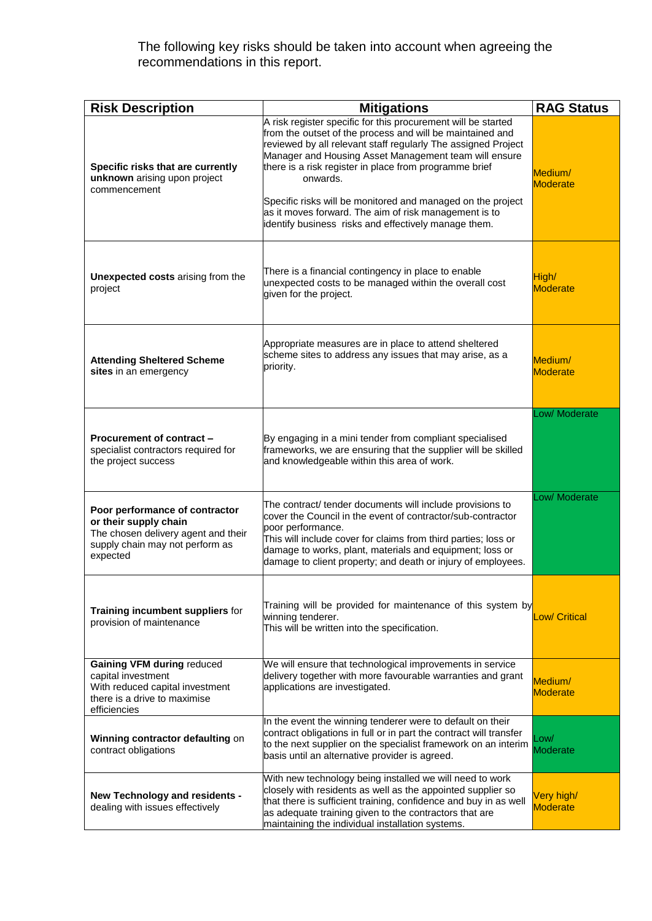The following key risks should be taken into account when agreeing the recommendations in this report.

| Risk Description | Mitigations | RAG Status |
|---|---|---|
| **Specific risks that are currently unknown** arising upon project commencement | A risk register specific for this procurement will be started from the outset of the process and will be maintained and reviewed by all relevant staff regularly The assigned Project Manager and Housing Asset Management team will ensure there is a risk register in place from programme brief onwards.<br><br>Specific risks will be monitored and managed on the project as it moves forward. The aim of risk management is to identify business risks and effectively manage them. | Medium/ Moderate |
| **Unexpected costs** arising from the project | There is a financial contingency in place to enable unexpected costs to be managed within the overall cost given for the project. | High/ Moderate |
| **Attending Sheltered Scheme sites** in an emergency | Appropriate measures are in place to attend sheltered scheme sites to address any issues that may arise, as a priority. | Medium/ Moderate |
| **Procurement of contract –** specialist contractors required for the project success | By engaging in a mini tender from compliant specialised frameworks, we are ensuring that the supplier will be skilled and knowledgeable within this area of work. | Low/ Moderate |
| **Poor performance of contractor or their supply chain** The chosen delivery agent and their supply chain may not perform as expected | The contract/ tender documents will include provisions to cover the Council in the event of contractor/sub-contractor poor performance.<br>This will include cover for claims from third parties; loss or damage to works, plant, materials and equipment; loss or damage to client property; and death or injury of employees. | Low/ Moderate |
| **Training incumbent suppliers** for provision of maintenance | Training will be provided for maintenance of this system by winning tenderer.<br>This will be written into the specification. | Low/ Critical |
| **Gaining VFM during** reduced capital investment With reduced capital investment there is a drive to maximise efficiencies | We will ensure that technological improvements in service delivery together with more favourable warranties and grant applications are investigated. | Medium/ Moderate |
| **Winning contractor defaulting** on contract obligations | In the event the winning tenderer were to default on their contract obligations in full or in part the contract will transfer to the next supplier on the specialist framework on an interim basis until an alternative provider is agreed. | Low/ Moderate |
| **New Technology and residents -** dealing with issues effectively | With new technology being installed we will need to work closely with residents as well as the appointed supplier so that there is sufficient training, confidence and buy in as well as adequate training given to the contractors that are maintaining the individual installation systems. | Very high/ Moderate |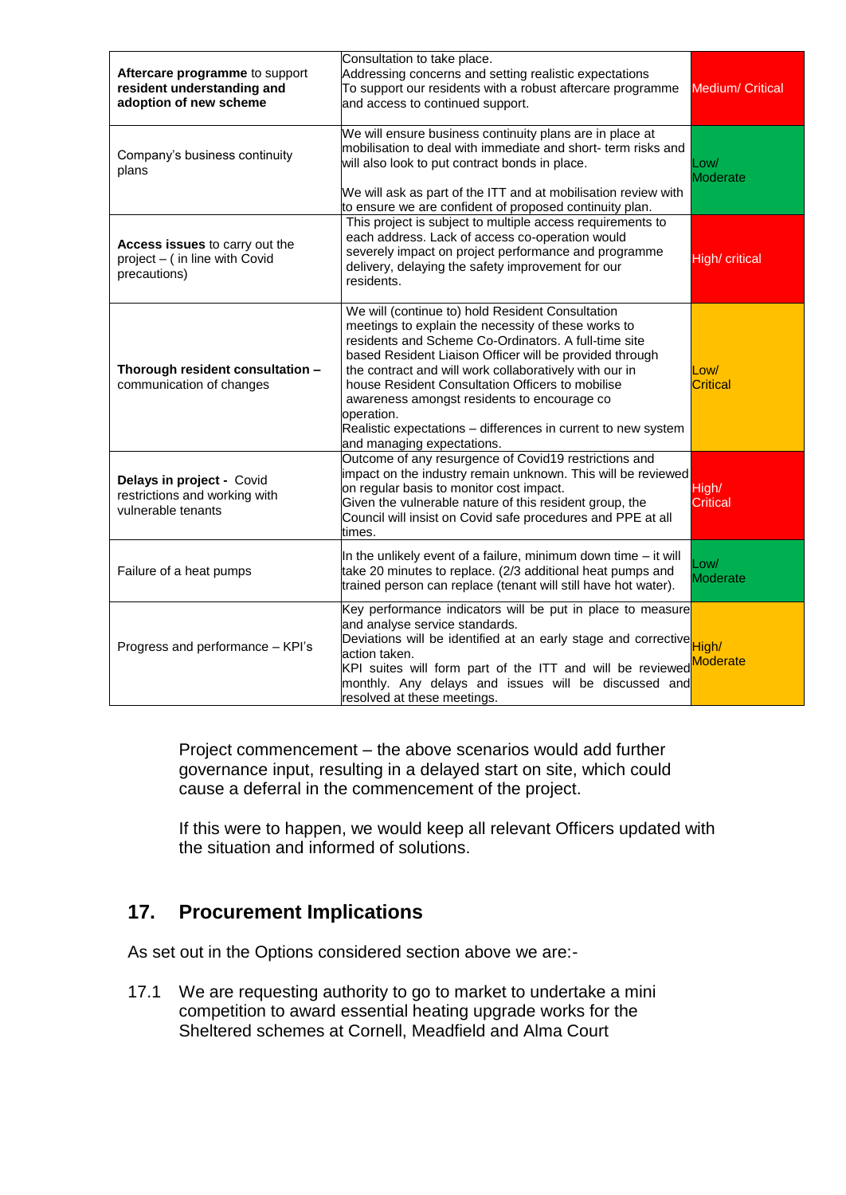| | | |
|---|---|---|
| **Aftercare programme** to support **resident understanding and adoption of new scheme** | Consultation to take place.<br>Addressing concerns and setting realistic expectations<br>To support our residents with a robust aftercare programme and access to continued support. | Medium/ Critical |
| Company's business continuity plans | We will ensure business continuity plans are in place at mobilisation to deal with immediate and short- term risks and will also look to put contract bonds in place.<br><br>We will ask as part of the ITT and at mobilisation review with to ensure we are confident of proposed continuity plan. | Low/ Moderate |
| **Access issues** to carry out the project – ( in line with Covid precautions) | This project is subject to multiple access requirements to each address. Lack of access co-operation would severely impact on project performance and programme delivery, delaying the safety improvement for our residents. | High/ critical |
| **Thorough resident consultation –** communication of changes | We will (continue to) hold Resident Consultation meetings to explain the necessity of these works to residents and Scheme Co-Ordinators. A full-time site based Resident Liaison Officer will be provided through the contract and will work collaboratively with our in house Resident Consultation Officers to mobilise awareness amongst residents to encourage co operation.<br>Realistic expectations – differences in current to new system and managing expectations. | Low/ Critical |
| **Delays in project -** Covid restrictions and working with vulnerable tenants | Outcome of any resurgence of Covid19 restrictions and impact on the industry remain unknown. This will be reviewed on regular basis to monitor cost impact.<br>Given the vulnerable nature of this resident group, the Council will insist on Covid safe procedures and PPE at all times. | High/ Critical |
| Failure of a heat pumps | In the unlikely event of a failure, minimum down time – it will take 20 minutes to replace. (2/3 additional heat pumps and trained person can replace (tenant will still have hot water). | Low/ Moderate |
| Progress and performance – KPI's | Key performance indicators will be put in place to measure and analyse service standards.<br>Deviations will be identified at an early stage and corrective action taken.<br>KPI suites will form part of the ITT and will be reviewed monthly. Any delays and issues will be discussed and resolved at these meetings. | High/ Moderate |

Project commencement – the above scenarios would add further governance input, resulting in a delayed start on site, which could cause a deferral in the commencement of the project.

If this were to happen, we would keep all relevant Officers updated with the situation and informed of solutions.

## 17. Procurement Implications

As set out in the Options considered section above we are:-

17.1 We are requesting authority to go to market to undertake a mini competition to award essential heating upgrade works for the Sheltered schemes at Cornell, Meadfield and Alma Court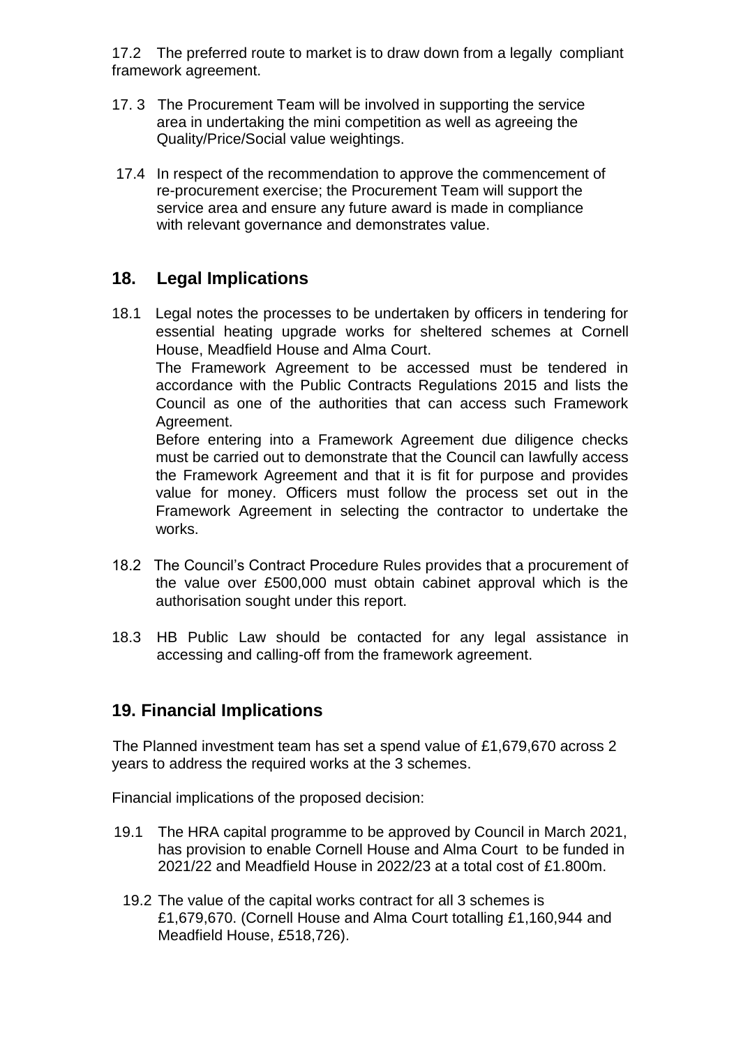17.2 The preferred route to market is to draw down from a legally compliant framework agreement.

17.3 The Procurement Team will be involved in supporting the service area in undertaking the mini competition as well as agreeing the Quality/Price/Social value weightings.

17.4 In respect of the recommendation to approve the commencement of re-procurement exercise; the Procurement Team will support the service area and ensure any future award is made in compliance with relevant governance and demonstrates value.

## 18. Legal Implications

18.1 Legal notes the processes to be undertaken by officers in tendering for essential heating upgrade works for sheltered schemes at Cornell House, Meadfield House and Alma Court.

The Framework Agreement to be accessed must be tendered in accordance with the Public Contracts Regulations 2015 and lists the Council as one of the authorities that can access such Framework Agreement.

Before entering into a Framework Agreement due diligence checks must be carried out to demonstrate that the Council can lawfully access the Framework Agreement and that it is fit for purpose and provides value for money. Officers must follow the process set out in the Framework Agreement in selecting the contractor to undertake the works.

18.2 The Council's Contract Procedure Rules provides that a procurement of the value over £500,000 must obtain cabinet approval which is the authorisation sought under this report.

18.3 HB Public Law should be contacted for any legal assistance in accessing and calling-off from the framework agreement.

## 19. Financial Implications

The Planned investment team has set a spend value of £1,679,670 across 2 years to address the required works at the 3 schemes.

Financial implications of the proposed decision:

19.1 The HRA capital programme to be approved by Council in March 2021, has provision to enable Cornell House and Alma Court to be funded in 2021/22 and Meadfield House in 2022/23 at a total cost of £1.800m.

19.2 The value of the capital works contract for all 3 schemes is £1,679,670. (Cornell House and Alma Court totalling £1,160,944 and Meadfield House, £518,726).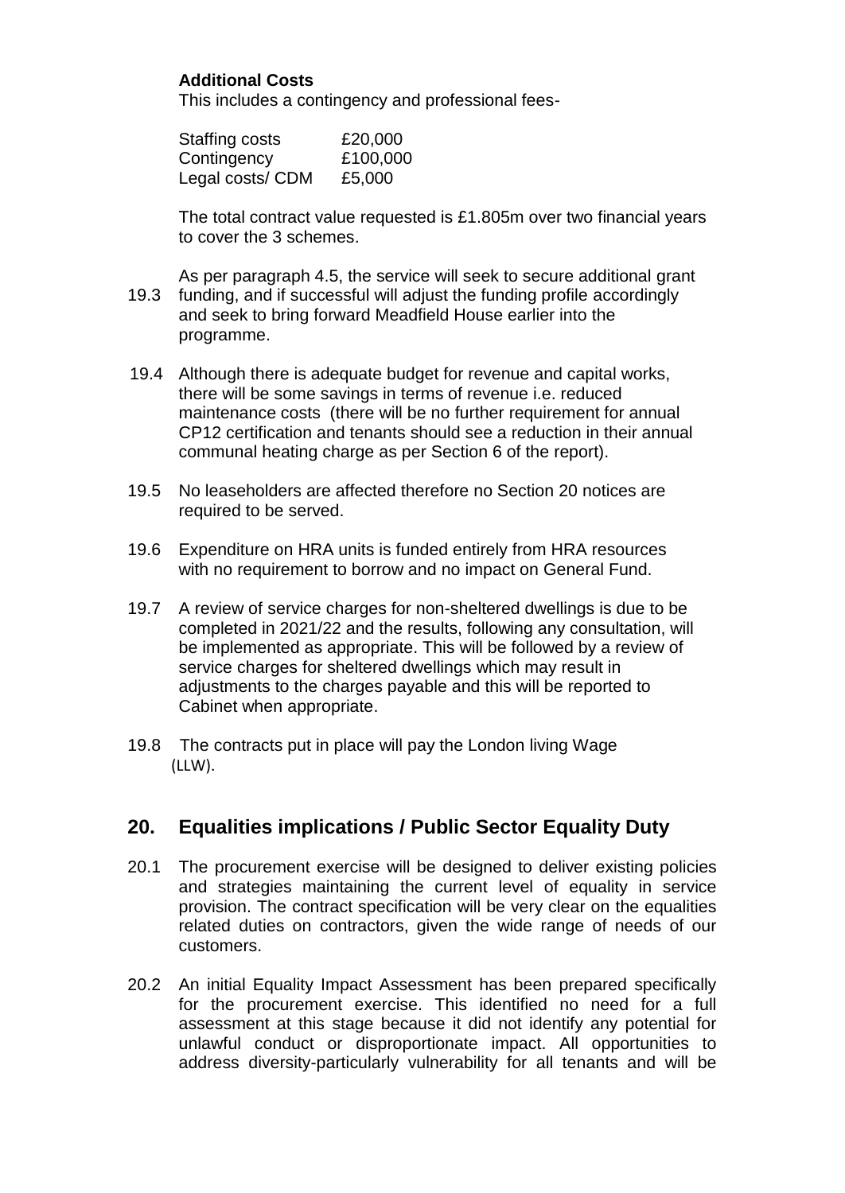**Additional Costs**

This includes a contingency and professional fees-

| | |
|---|---|
| Staffing costs | £20,000 |
| Contingency | £100,000 |
| Legal costs/ CDM | £5,000 |

The total contract value requested is £1.805m over two financial years to cover the 3 schemes.

19.3 As per paragraph 4.5, the service will seek to secure additional grant funding, and if successful will adjust the funding profile accordingly and seek to bring forward Meadfield House earlier into the programme.

19.4 Although there is adequate budget for revenue and capital works, there will be some savings in terms of revenue i.e. reduced maintenance costs (there will be no further requirement for annual CP12 certification and tenants should see a reduction in their annual communal heating charge as per Section 6 of the report).

19.5 No leaseholders are affected therefore no Section 20 notices are required to be served.

19.6 Expenditure on HRA units is funded entirely from HRA resources with no requirement to borrow and no impact on General Fund.

19.7 A review of service charges for non-sheltered dwellings is due to be completed in 2021/22 and the results, following any consultation, will be implemented as appropriate. This will be followed by a review of service charges for sheltered dwellings which may result in adjustments to the charges payable and this will be reported to Cabinet when appropriate.

19.8 The contracts put in place will pay the London living Wage (LLW).

## 20. Equalities implications / Public Sector Equality Duty

20.1 The procurement exercise will be designed to deliver existing policies and strategies maintaining the current level of equality in service provision. The contract specification will be very clear on the equalities related duties on contractors, given the wide range of needs of our customers.

20.2 An initial Equality Impact Assessment has been prepared specifically for the procurement exercise. This identified no need for a full assessment at this stage because it did not identify any potential for unlawful conduct or disproportionate impact. All opportunities to address diversity-particularly vulnerability for all tenants and will be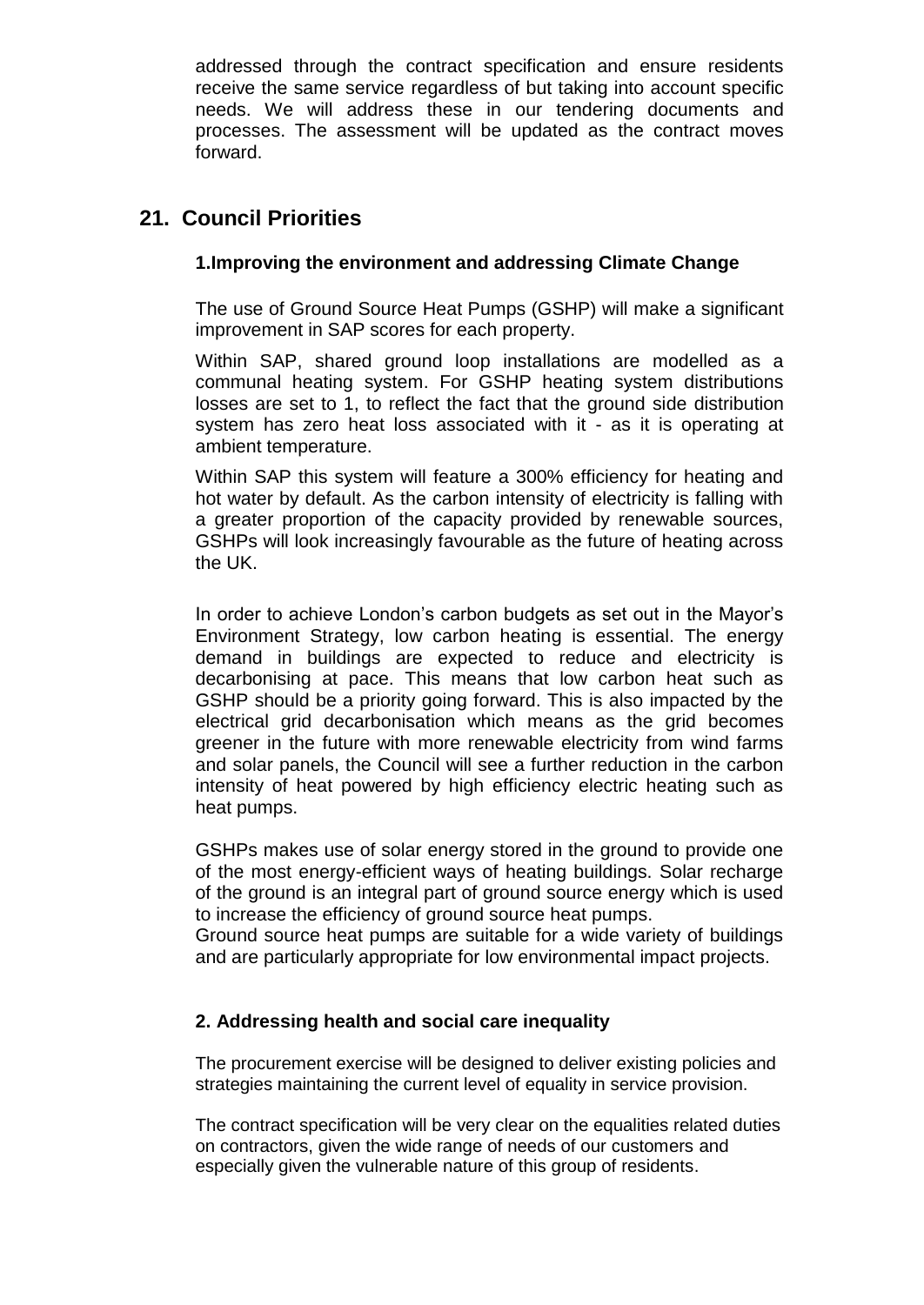addressed through the contract specification and ensure residents receive the same service regardless of but taking into account specific needs. We will address these in our tendering documents and processes. The assessment will be updated as the contract moves forward.

## 21. Council Priorities

### 1.Improving the environment and addressing Climate Change

The use of Ground Source Heat Pumps (GSHP) will make a significant improvement in SAP scores for each property.

Within SAP, shared ground loop installations are modelled as a communal heating system. For GSHP heating system distributions losses are set to 1, to reflect the fact that the ground side distribution system has zero heat loss associated with it - as it is operating at ambient temperature.

Within SAP this system will feature a 300% efficiency for heating and hot water by default. As the carbon intensity of electricity is falling with a greater proportion of the capacity provided by renewable sources, GSHPs will look increasingly favourable as the future of heating across the UK.

In order to achieve London's carbon budgets as set out in the Mayor's Environment Strategy, low carbon heating is essential. The energy demand in buildings are expected to reduce and electricity is decarbonising at pace. This means that low carbon heat such as GSHP should be a priority going forward. This is also impacted by the electrical grid decarbonisation which means as the grid becomes greener in the future with more renewable electricity from wind farms and solar panels, the Council will see a further reduction in the carbon intensity of heat powered by high efficiency electric heating such as heat pumps.

GSHPs makes use of solar energy stored in the ground to provide one of the most energy-efficient ways of heating buildings. Solar recharge of the ground is an integral part of ground source energy which is used to increase the efficiency of ground source heat pumps.
Ground source heat pumps are suitable for a wide variety of buildings and are particularly appropriate for low environmental impact projects.

### 2. Addressing health and social care inequality

The procurement exercise will be designed to deliver existing policies and strategies maintaining the current level of equality in service provision.

The contract specification will be very clear on the equalities related duties on contractors, given the wide range of needs of our customers and especially given the vulnerable nature of this group of residents.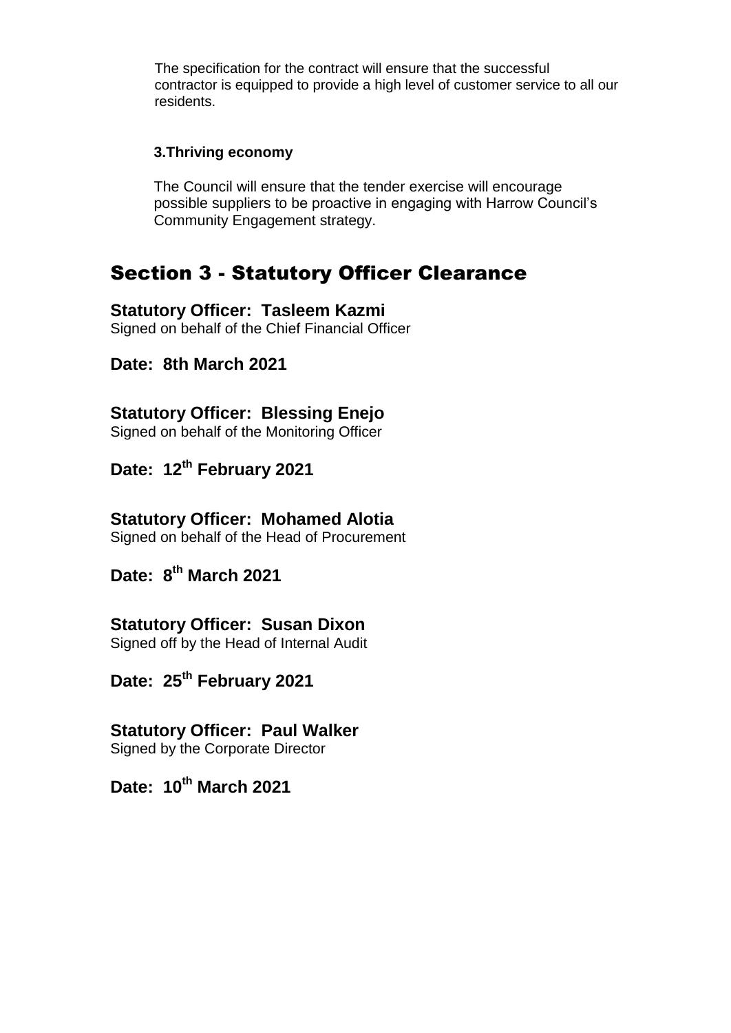The specification for the contract will ensure that the successful contractor is equipped to provide a high level of customer service to all our residents.

**3.Thriving economy**

The Council will ensure that the tender exercise will encourage possible suppliers to be proactive in engaging with Harrow Council's Community Engagement strategy.

# Section 3 - Statutory Officer Clearance

**Statutory Officer: Tasleem Kazmi**
Signed on behalf of the Chief Financial Officer

**Date: 8th March 2021**

**Statutory Officer: Blessing Enejo**
Signed on behalf of the Monitoring Officer

**Date: 12th February 2021**

**Statutory Officer: Mohamed Alotia**
Signed on behalf of the Head of Procurement

**Date: 8th March 2021**

**Statutory Officer: Susan Dixon**
Signed off by the Head of Internal Audit

**Date: 25th February 2021**

**Statutory Officer: Paul Walker**
Signed by the Corporate Director

**Date: 10th March 2021**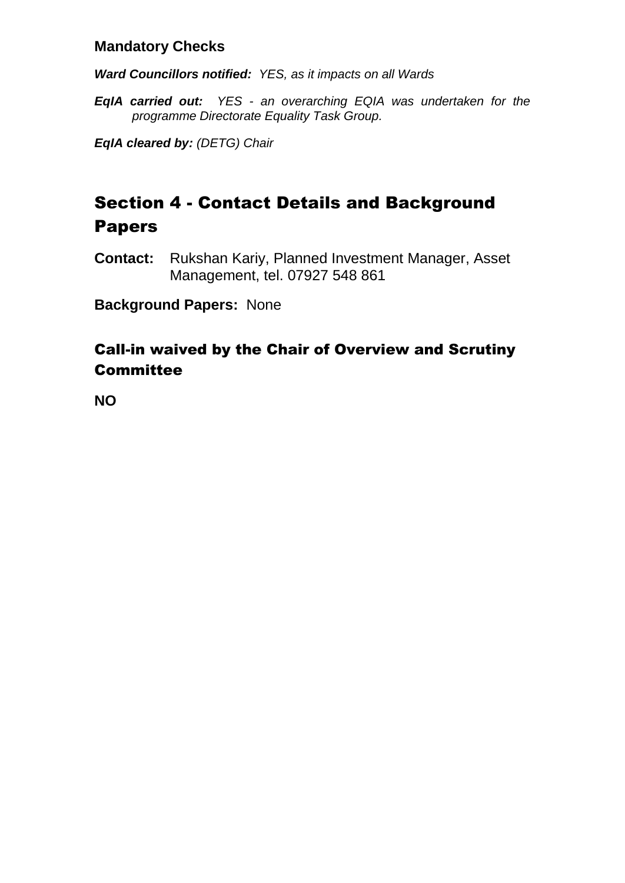**Mandatory Checks**

***Ward Councillors notified:*** *YES, as it impacts on all Wards*

***EqIA carried out:*** *YES - an overarching EQIA was undertaken for the programme Directorate Equality Task Group.*

***EqIA cleared by:*** *(DETG) Chair*

## Section 4 - Contact Details and Background Papers

**Contact:** Rukshan Kariy, Planned Investment Manager, Asset Management, tel. 07927 548 861

**Background Papers:** None

### Call-in waived by the Chair of Overview and Scrutiny Committee

**NO**